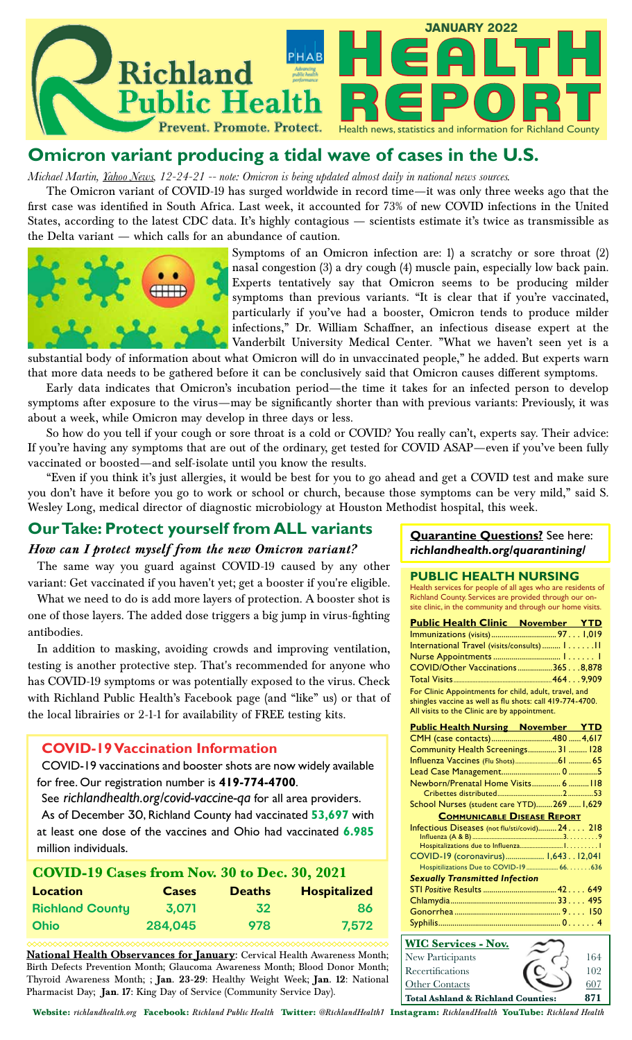# Richland Public Health

Prevent. Promote. Protect.

# HEALTH REPORT

JANUARY 2022

Health news, statistics and information for Richland County

## Omicron variant producing a tidal wave of cases in the U.S.

*Michael Martin, Yahoo News, 12-24-21 -- note: Omicron is being updated almost daily in national news sources.*

The Omicron variant of COVID-19 has surged worldwide in record time—it was only three weeks ago that the first case was identified in South Africa. Last week, it accounted for 73% of new COVID infections in the United States, according to the latest CDC data. It's highly contagious — scientists estimate it's twice as transmissible as the Delta variant — which calls for an abundance of caution.

Symptoms of an Omicron infection are: 1) a scratchy or sore throat (2) nasal congestion (3) a dry cough (4) muscle pain, especially low back pain. Experts tentatively say that Omicron seems to be producing milder symptoms than previous variants. "It is clear that if you're vaccinated, particularly if you've had a booster, Omicron tends to produce milder infections," Dr. William Schaffner, an infectious disease expert at the Vanderbilt University Medical Center. "What we haven't seen yet is a substantial body of information about what Omicron will do in unvaccinated people," he added. But experts warn that more data needs to be gathered before it can be conclusively said that Omicron causes different symptoms.

Early data indicates that Omicron's incubation period—the time it takes for an infected person to develop symptoms after exposure to the virus—may be significantly shorter than with previous variants: Previously, it was about a week, while Omicron may develop in three days or less.

So how do you tell if your cough or sore throat is a cold or COVID? You really can't, experts say. Their advice: If you're having any symptoms that are out of the ordinary, get tested for COVID ASAP—even if you've been fully vaccinated or boosted—and self-isolate until you know the results.

"Even if you think it's just allergies, it would be best for you to go ahead and get a COVID test and make sure you don't have it before you go to work or school or church, because those symptoms can be very mild," said S. Wesley Long, medical director of diagnostic microbiology at Houston Methodist hospital, this week.

## Our Take: Protect yourself from ALL variants

### *How can I protect myself from the new Omicron variant?*

The same way you guard against COVID-19 caused by any other variant: Get vaccinated if you haven't yet; get a booster if you're eligible.

What we need to do is add more layers of protection. A booster shot is one of those layers. The added dose triggers a big jump in virus-fighting antibodies.

In addition to masking, avoiding crowds and improving ventilation, testing is another protective step. That's recommended for anyone who has COVID-19 symptoms or was potentially exposed to the virus. Check with Richland Public Health's Facebook page (and "like" us) or that of the local librairies or 2-1-1 for availability of FREE testing kits.

### COVID-19 Vaccination Information

COVID-19 vaccinations and booster shots are now widely available for free. Our registration number is **419-774-4700**.

See *richlandhealth.org/covid-vaccine-qa* for all area providers.

As of December 30, Richland County had vaccinated **53,697** with at least one dose of the vaccines and Ohio had vaccinated **6.985** million individuals.

### COVID-19 Cases from Nov. 30 to Dec. 30, 2021

| Location | Cases | Deaths | Hospitalized |
|---|---|---|---|
| Richland County | 3,071 | 32 | 86 |
| Ohio | 284,045 | 978 | 7,572 |

**National Health Observances for January**: Cervical Health Awareness Month; Birth Defects Prevention Month; Glaucoma Awareness Month; Blood Donor Month; Thyroid Awareness Month; ; **Jan. 23-29**: Healthy Weight Week; **Jan. 12**: National Pharmacist Day; **Jan. 17**: King Day of Service (Community Service Day).

**Quarantine Questions?** See here: ***richlandhealth.org/quarantining/***

### PUBLIC HEALTH NURSING

Health services for people of all ages who are residents of Richland County. Services are provided through our on-site clinic, in the community and through our home visits.

| Public Health Clinic | November | YTD |
|---|---|---|
| Immunizations (visits) | 97 | 1,019 |
| International Travel (visits/consults) | 1 | 11 |
| Nurse Appointments | 1 | 1 |
| COVID/Other Vaccinations | 365 | 8,878 |
| Total Visits | 464 | 9,909 |

For Clinic Appointments for child, adult, travel, and shingles vaccine as well as flu shots: call 419-774-4700. All visits to the Clinic are by appointment.

| Public Health Nursing | November | YTD |
|---|---|---|
| CMH (case contacts) | 480 | 4,617 |
| Community Health Screenings | 31 | 128 |
| Influenza Vaccines (Flu Shots) | 61 | 65 |
| Lead Case Management | 0 | 5 |
| Newborn/Prenatal Home Visits | 6 | 118 |
| Cribettes distributed | 2 | 53 |
| School Nurses (student care YTD) | 269 | 1,629 |
| **COMMUNICABLE DISEASE REPORT** | | |
| Infectious Diseases (not flu/sti/covid) | 24 | 218 |
| Influenza (A & B) | 3 | 9 |
| Hospitalizations due to Influenza | 1 | 1 |
| COVID-19 (coronavirus) | 1,643 | 12,041 |
| Hospitilizations Due to COVID-19 | 66 | 636 |
| ***Sexually Transmitted Infection*** | | |
| STI *Positive* Results | 42 | 649 |
| Chlamydia | 33 | 495 |
| Gonorrhea | 9 | 150 |
| Syphilis | 0 | 4 |

| WIC Services - Nov. | |
|---|---|
| New Participants | 164 |
| Recertifications | 102 |
| Other Contacts | 607 |
| **Total Ashland & Richland Counties:** | **871** |

**Website:** *richlandhealth.org* **Facebook:** *Richland Public Health* **Twitter:** *@RichlandHealth1* **Instagram:** *RichlandHealth* **YouTube:** *Richland Health*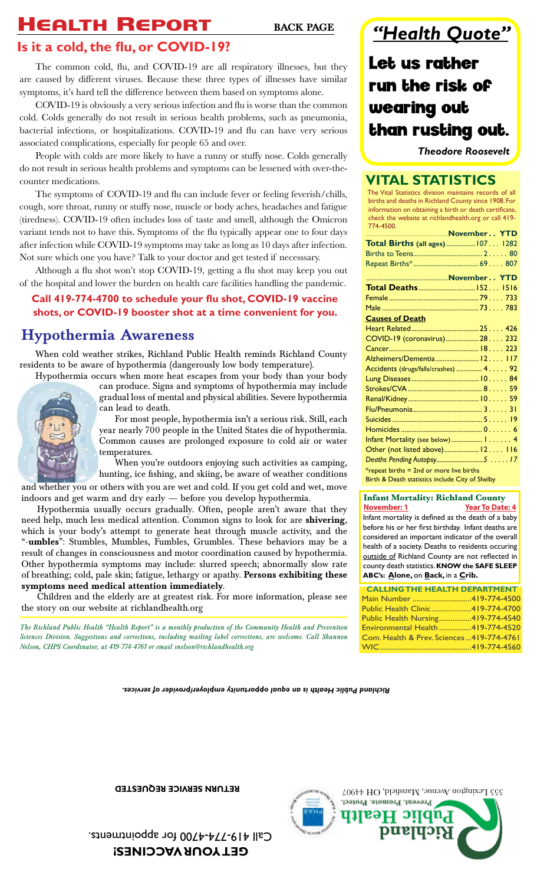# Health Report

BACK PAGE

## Is it a cold, the flu, or COVID-19?

The common cold, flu, and COVID-19 are all respiratory illnesses, but they are caused by different viruses. Because these three types of illnesses have similar symptoms, it's hard tell the difference between them based on symptoms alone.

COVID-19 is obviously a very serious infection and flu is worse than the common cold. Colds generally do not result in serious health problems, such as pneumonia, bacterial infections, or hospitalizations. COVID-19 and flu can have very serious associated complications, especially for people 65 and over.

People with colds are more likely to have a runny or stuffy nose. Colds generally do not result in serious health problems and symptoms can be lessened with over-the-counter medications.

The symptoms of COVID-19 and flu can include fever or feeling feverish/chills, cough, sore throat, runny or stuffy nose, muscle or body aches, headaches and fatigue (tiredness). COVID-19 often includes loss of taste and smell, although the Omicron variant tends not to have this. Symptoms of the flu typically appear one to four days after infection while COVID-19 symptoms may take as long as 10 days after infection. Not sure which one you have? Talk to your doctor and get tested if necesssary.

Although a flu shot won't stop COVID-19, getting a flu shot may keep you out of the hospital and lower the burden on health care facilities handling the pandemic.

**Call 419-774-4700 to schedule your flu shot, COVID-19 vaccine shots, or COVID-19 booster shot at a time convenient for you.**

## Hypothermia Awareness

When cold weather strikes, Richland Public Health reminds Richland County residents to be aware of hypothermia (dangerously low body temperature).

Hypothermia occurs when more heat escapes from your body than your body can produce. Signs and symptoms of hypothermia may include gradual loss of mental and physical abilities. Severe hypothermia can lead to death.

For most people, hypothermia isn't a serious risk. Still, each year nearly 700 people in the United States die of hypothermia. Common causes are prolonged exposure to cold air or water temperatures.

When you're outdoors enjoying such activities as camping, hunting, ice fishing, and skiing, be aware of weather conditions and whether you or others with you are wet and cold. If you get cold and wet, move indoors and get warm and dry early — before you develop hypothermia.

Hypothermia usually occurs gradually. Often, people aren't aware that they need help, much less medical attention. Common signs to look for are **shivering**, which is your body's attempt to generate heat through muscle activity, and the "-**umbles**": Stumbles, Mumbles, Fumbles, Grumbles. These behaviors may be a result of changes in consciousness and motor coordination caused by hypothermia. Other hypothermia symptoms may include: slurred speech; abnormally slow rate of breathing; cold, pale skin; fatigue, lethargy or apathy. **Persons exhibiting these symptoms need medical attention immediately**.

Children and the elderly are at greatest risk. For more information, please see the story on our website at richlandhealth.org

*The Richland Public Health "Health Report" is a monthly production of the Community Health and Prevention Sciences Division. Suggestions and corrections, including mailing label corrections, are welcome. Call Shannon Nelson, CHPS Coordinator, at 419-774-4761 or email snelson@richlandhealth.org*

## *"Health Quote"*

**Let us rather run the risk of wearing out than rusting out.**

*Theodore Roosevelt*

## VITAL STATISTICS

The Vital Statistics division maintains records of all births and deaths in Richland County since 1908. For information on obtaining a birth or death certificate, check the website at richlandhealth.org or call 419-774-4500.

| | November | YTD |
|---|---|---|
| **Total Births (all ages)** | 107 | 1282 |
| Births to Teens | 2 | 80 |
| Repeat Births* | 69 | 807 |

| | November | YTD |
|---|---|---|
| **Total Deaths** | 152 | 1516 |
| Female | 79 | 733 |
| Male | 73 | 783 |
| **Causes of Death** | | |
| Heart Related | 25 | 426 |
| COVID-19 (coronavirus) | 28 | 232 |
| Cancer | 18 | 223 |
| Alzheimers/Dementia | 12 | 117 |
| Accidents (drugs/falls/crashes) | 4 | 92 |
| Lung Diseases | 10 | 84 |
| Strokes/CVA | 8 | 59 |
| Renal/Kidney | 10 | 59 |
| Flu/Pneumonia | 3 | 31 |
| Suicides | 5 | 19 |
| Homicides | 0 | 6 |
| Infant Mortality (see below) | 1 | 4 |
| Other (not listed above) | 12 | 116 |
| *Deaths Pending Autopsy* | 5 | 17 |

*repeat births = 2nd or more live births

Birth & Death statistics include City of Shelby

### Infant Mortality: Richland County

**November: 1** **Year To Date: 4**

Infant mortality is defined as the death of a baby before his or her first birthday. Infant deaths are considered an important indicator of the overall health of a society. Deaths to residents occuring outside of Richland County are not reflected in county death statistics. **KNOW the SAFE SLEEP ABC's: Alone,** on **Back,** in a **Crib.**

### CALLING THE HEALTH DEPARTMENT

| | |
|---|---|
| Main Number | 419-774-4500 |
| Public Health Clinic | 419-774-4700 |
| Public Health Nursing | 419-774-4540 |
| Environmental Health | 419-774-4520 |
| Com. Health & Prev. Sciences | 419-774-4761 |
| WIC | 419-774-4560 |

*Richland Public Health is an equal opportunity employer/provider of services.*

Richland Public Health
Prevent. Promote. Protect.
555 Lexington Avenue, Mansfield, OH 44907

RETURN SERVICE REQUESTED

**GET YOUR VACCINES!**
Call 419-774-4700 for appointments.